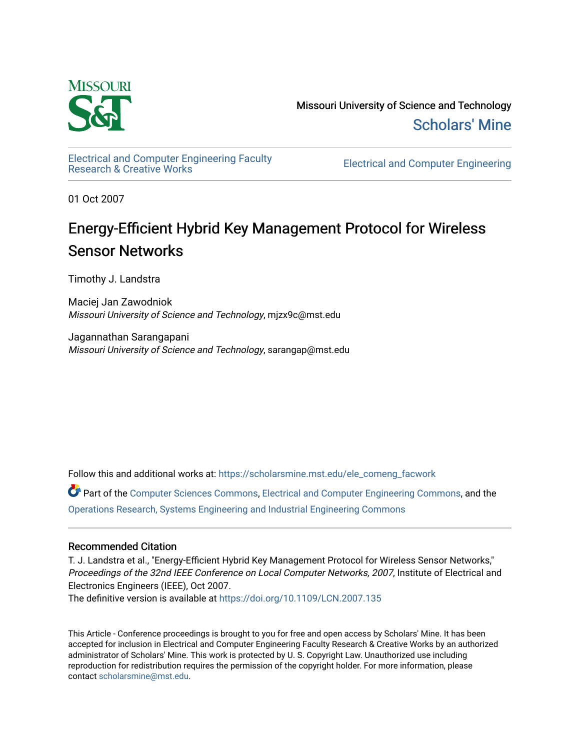Missouri University of Science and Technology

Scholars' Mine

Electrical and Computer Engineering Faculty Research & Creative Works

Electrical and Computer Engineering

01 Oct 2007

# Energy-Efficient Hybrid Key Management Protocol for Wireless Sensor Networks

Timothy J. Landstra

Maciej Jan Zawodniok
*Missouri University of Science and Technology*, mjzx9c@mst.edu

Jagannathan Sarangapani
*Missouri University of Science and Technology*, sarangap@mst.edu

Follow this and additional works at: https://scholarsmine.mst.edu/ele_comeng_facwork

Part of the Computer Sciences Commons, Electrical and Computer Engineering Commons, and the Operations Research, Systems Engineering and Industrial Engineering Commons

## Recommended Citation

T. J. Landstra et al., "Energy-Efficient Hybrid Key Management Protocol for Wireless Sensor Networks," *Proceedings of the 32nd IEEE Conference on Local Computer Networks, 2007*, Institute of Electrical and Electronics Engineers (IEEE), Oct 2007.
The definitive version is available at https://doi.org/10.1109/LCN.2007.135

This Article - Conference proceedings is brought to you for free and open access by Scholars' Mine. It has been accepted for inclusion in Electrical and Computer Engineering Faculty Research & Creative Works by an authorized administrator of Scholars' Mine. This work is protected by U. S. Copyright Law. Unauthorized use including reproduction for redistribution requires the permission of the copyright holder. For more information, please contact scholarsmine@mst.edu.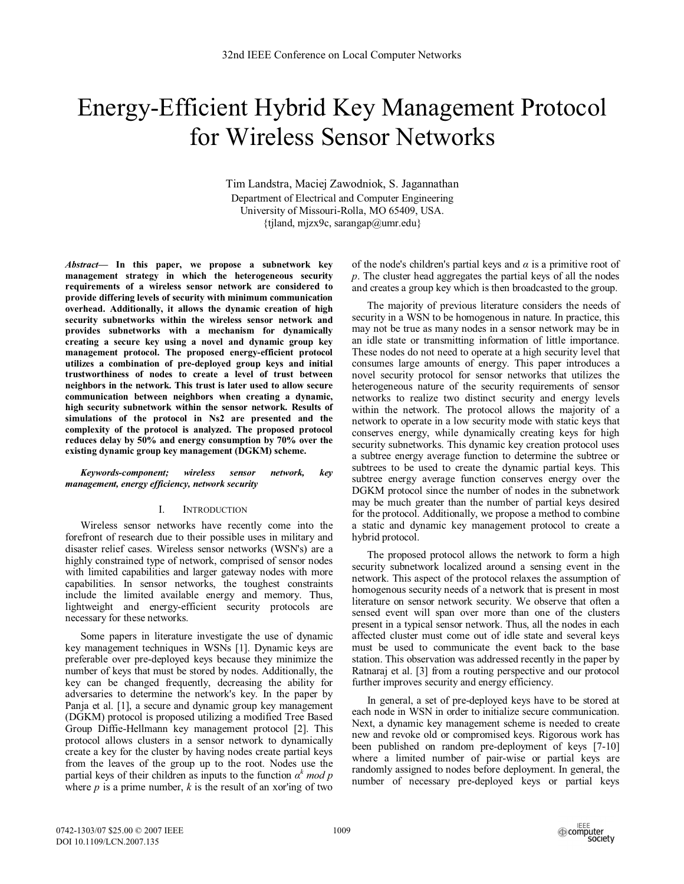# Energy-Efficient Hybrid Key Management Protocol for Wireless Sensor Networks

Tim Landstra, Maciej Zawodniok, S. Jagannathan

Department of Electrical and Computer Engineering
University of Missouri-Rolla, MO 65409, USA.
{tjland, mjzx9c, sarangap@umr.edu}

***Abstract*— In this paper, we propose a subnetwork key management strategy in which the heterogeneous security requirements of a wireless sensor network are considered to provide differing levels of security with minimum communication overhead. Additionally, it allows the dynamic creation of high security subnetworks within the wireless sensor network and provides subnetworks with a mechanism for dynamically creating a secure key using a novel and dynamic group key management protocol. The proposed energy-efficient protocol utilizes a combination of pre-deployed group keys and initial trustworthiness of nodes to create a level of trust between neighbors in the network. This trust is later used to allow secure communication between neighbors when creating a dynamic, high security subnetwork within the sensor network. Results of simulations of the protocol in Ns2 are presented and the complexity of the protocol is analyzed. The proposed protocol reduces delay by 50% and energy consumption by 70% over the existing dynamic group key management (DGKM) scheme.**

***Keywords-component; wireless sensor network, key management, energy efficiency, network security***

## I. Introduction

Wireless sensor networks have recently come into the forefront of research due to their possible uses in military and disaster relief cases. Wireless sensor networks (WSN's) are a highly constrained type of network, comprised of sensor nodes with limited capabilities and larger gateway nodes with more capabilities. In sensor networks, the toughest constraints include the limited available energy and memory. Thus, lightweight and energy-efficient security protocols are necessary for these networks.

Some papers in literature investigate the use of dynamic key management techniques in WSNs [1]. Dynamic keys are preferable over pre-deployed keys because they minimize the number of keys that must be stored by nodes. Additionally, the key can be changed frequently, decreasing the ability for adversaries to determine the network's key. In the paper by Panja et al. [1], a secure and dynamic group key management (DGKM) protocol is proposed utilizing a modified Tree Based Group Diffie-Hellmann key management protocol [2]. This protocol allows clusters in a sensor network to dynamically create a key for the cluster by having nodes create partial keys from the leaves of the group up to the root. Nodes use the partial keys of their children as inputs to the function $\alpha^k \bmod p$ where $p$ is a prime number, $k$ is the result of an xor'ing of two of the node's children's partial keys and $\alpha$ is a primitive root of $p$. The cluster head aggregates the partial keys of all the nodes and creates a group key which is then broadcasted to the group.

The majority of previous literature considers the needs of security in a WSN to be homogenous in nature. In practice, this may not be true as many nodes in a sensor network may be in an idle state or transmitting information of little importance. These nodes do not need to operate at a high security level that consumes large amounts of energy. This paper introduces a novel security protocol for sensor networks that utilizes the heterogeneous nature of the security requirements of sensor networks to realize two distinct security and energy levels within the network. The protocol allows the majority of a network to operate in a low security mode with static keys that conserves energy, while dynamically creating keys for high security subnetworks. This dynamic key creation protocol uses a subtree energy average function to determine the subtree or subtrees to be used to create the dynamic partial keys. This subtree energy average function conserves energy over the DGKM protocol since the number of nodes in the subnetwork may be much greater than the number of partial keys desired for the protocol. Additionally, we propose a method to combine a static and dynamic key management protocol to create a hybrid protocol.

The proposed protocol allows the network to form a high security subnetwork localized around a sensing event in the network. This aspect of the protocol relaxes the assumption of homogenous security needs of a network that is present in most literature on sensor network security. We observe that often a sensed event will span over more than one of the clusters present in a typical sensor network. Thus, all the nodes in each affected cluster must come out of idle state and several keys must be used to communicate the event back to the base station. This observation was addressed recently in the paper by Ratnaraj et al. [3] from a routing perspective and our protocol further improves security and energy efficiency.

In general, a set of pre-deployed keys have to be stored at each node in WSN in order to initialize secure communication. Next, a dynamic key management scheme is needed to create new and revoke old or compromised keys. Rigorous work has been published on random pre-deployment of keys [7-10] where a limited number of pair-wise or partial keys are randomly assigned to nodes before deployment. In general, the number of necessary pre-deployed keys or partial keys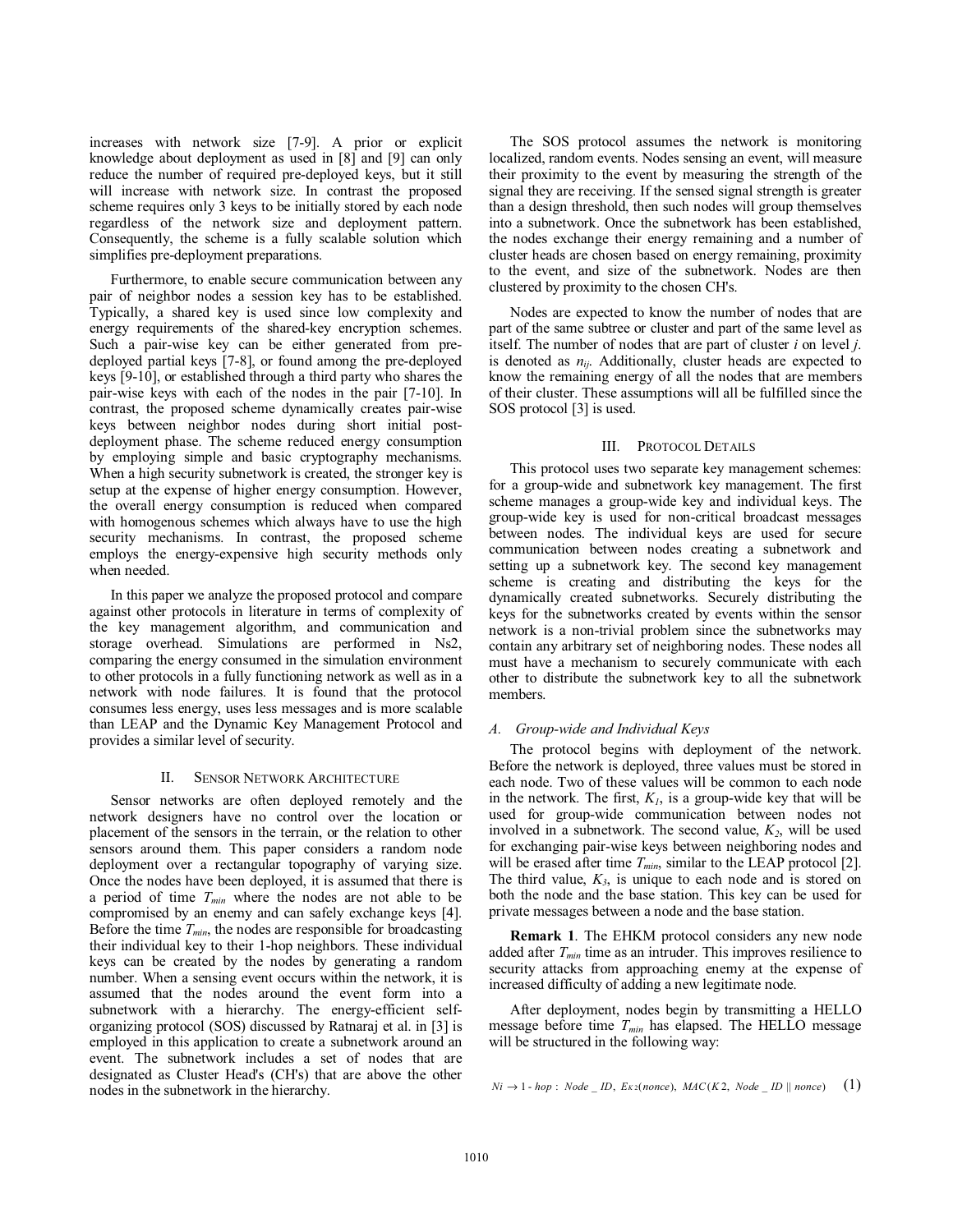increases with network size [7-9]. A prior or explicit knowledge about deployment as used in [8] and [9] can only reduce the number of required pre-deployed keys, but it still will increase with network size. In contrast the proposed scheme requires only 3 keys to be initially stored by each node regardless of the network size and deployment pattern. Consequently, the scheme is a fully scalable solution which simplifies pre-deployment preparations.

Furthermore, to enable secure communication between any pair of neighbor nodes a session key has to be established. Typically, a shared key is used since low complexity and energy requirements of the shared-key encryption schemes. Such a pair-wise key can be either generated from pre-deployed partial keys [7-8], or found among the pre-deployed keys [9-10], or established through a third party who shares the pair-wise keys with each of the nodes in the pair [7-10]. In contrast, the proposed scheme dynamically creates pair-wise keys between neighbor nodes during short initial post-deployment phase. The scheme reduced energy consumption by employing simple and basic cryptography mechanisms. When a high security subnetwork is created, the stronger key is setup at the expense of higher energy consumption. However, the overall energy consumption is reduced when compared with homogenous schemes which always have to use the high security mechanisms. In contrast, the proposed scheme employs the energy-expensive high security methods only when needed.

In this paper we analyze the proposed protocol and compare against other protocols in literature in terms of complexity of the key management algorithm, and communication and storage overhead. Simulations are performed in Ns2, comparing the energy consumed in the simulation environment to other protocols in a fully functioning network as well as in a network with node failures. It is found that the protocol consumes less energy, uses less messages and is more scalable than LEAP and the Dynamic Key Management Protocol and provides a similar level of security.

## II. Sensor Network Architecture

Sensor networks are often deployed remotely and the network designers have no control over the location or placement of the sensors in the terrain, or the relation to other sensors around them. This paper considers a random node deployment over a rectangular topography of varying size. Once the nodes have been deployed, it is assumed that there is a period of time $T_{min}$ where the nodes are not able to be compromised by an enemy and can safely exchange keys [4]. Before the time $T_{min}$, the nodes are responsible for broadcasting their individual key to their 1-hop neighbors. These individual keys can be created by the nodes by generating a random number. When a sensing event occurs within the network, it is assumed that the nodes around the event form into a subnetwork with a hierarchy. The energy-efficient self-organizing protocol (SOS) discussed by Ratnaraj et al. in [3] is employed in this application to create a subnetwork around an event. The subnetwork includes a set of nodes that are designated as Cluster Head's (CH's) that are above the other nodes in the subnetwork in the hierarchy.

The SOS protocol assumes the network is monitoring localized, random events. Nodes sensing an event, will measure their proximity to the event by measuring the strength of the signal they are receiving. If the sensed signal strength is greater than a design threshold, then such nodes will group themselves into a subnetwork. Once the subnetwork has been established, the nodes exchange their energy remaining and a number of cluster heads are chosen based on energy remaining, proximity to the event, and size of the subnetwork. Nodes are then clustered by proximity to the chosen CH's.

Nodes are expected to know the number of nodes that are part of the same subtree or cluster and part of the same level as itself. The number of nodes that are part of cluster *i* on level *j*. is denoted as $n_{ij}$. Additionally, cluster heads are expected to know the remaining energy of all the nodes that are members of their cluster. These assumptions will all be fulfilled since the SOS protocol [3] is used.

## III. Protocol Details

This protocol uses two separate key management schemes: for a group-wide and subnetwork key management. The first scheme manages a group-wide key and individual keys. The group-wide key is used for non-critical broadcast messages between nodes. The individual keys are used for secure communication between nodes creating a subnetwork and setting up a subnetwork key. The second key management scheme is creating and distributing the keys for the dynamically created subnetworks. Securely distributing the keys for the subnetworks created by events within the sensor network is a non-trivial problem since the subnetworks may contain any arbitrary set of neighboring nodes. These nodes all must have a mechanism to securely communicate with each other to distribute the subnetwork key to all the subnetwork members.

### A. Group-wide and Individual Keys

The protocol begins with deployment of the network. Before the network is deployed, three values must be stored in each node. Two of these values will be common to each node in the network. The first, $K_1$, is a group-wide key that will be used for group-wide communication between nodes not involved in a subnetwork. The second value, $K_2$, will be used for exchanging pair-wise keys between neighboring nodes and will be erased after time $T_{min}$, similar to the LEAP protocol [2]. The third value, $K_3$, is unique to each node and is stored on both the node and the base station. This key can be used for private messages between a node and the base station.

**Remark 1**. The EHKM protocol considers any new node added after $T_{min}$ time as an intruder. This improves resilience to security attacks from approaching enemy at the expense of increased difficulty of adding a new legitimate node.

After deployment, nodes begin by transmitting a HELLO message before time $T_{min}$ has elapsed. The HELLO message will be structured in the following way:

$$Ni \rightarrow 1\text{-}hop: \ Node\_ID, \ E_{K2}(nonce), \ MAC(K2, \ Node\_ID \,||\, nonce) \quad (1)$$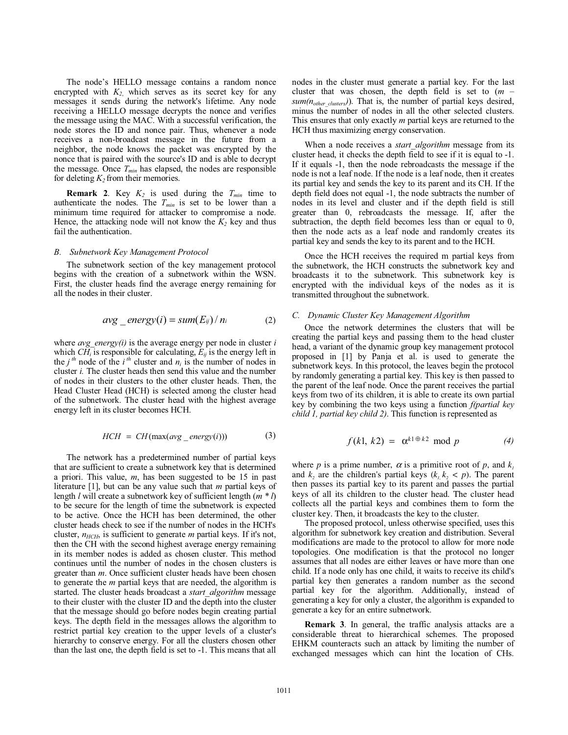The node's HELLO message contains a random nonce encrypted with $K_2$, which serves as its secret key for any messages it sends during the network's lifetime. Any node receiving a HELLO message decrypts the nonce and verifies the message using the MAC. With a successful verification, the node stores the ID and nonce pair. Thus, whenever a node receives a non-broadcast message in the future from a neighbor, the node knows the packet was encrypted by the nonce that is paired with the source's ID and is able to decrypt the message. Once $T_{min}$ has elapsed, the nodes are responsible for deleting $K_2$ from their memories.

**Remark 2**. Key $K_2$ is used during the $T_{min}$ time to authenticate the nodes. The $T_{min}$ is set to be lower than a minimum time required for attacker to compromise a node. Hence, the attacking node will not know the $K_2$ key and thus fail the authentication.

### *B. Subnetwork Key Management Protocol*

The subnetwork section of the key management protocol begins with the creation of a subnetwork within the WSN. First, the cluster heads find the average energy remaining for all the nodes in their cluster.

$$avg\_energy(i) = sum(E_{ij}) / n_i \tag{2}$$

where *avg_energy(i)* is the average energy per node in cluster $i$ which $CH_i$ is responsible for calculating, $E_{ij}$ is the energy left in the $j^{th}$ node of the $i^{th}$ cluster and $n_i$ is the number of nodes in cluster $i$. The cluster heads then send this value and the number of nodes in their clusters to the other cluster heads. Then, the Head Cluster Head (HCH) is selected among the cluster head of the subnetwork. The cluster head with the highest average energy left in its cluster becomes HCH.

$$HCH = CH(\max(avg\_energy(i))) \tag{3}$$

The network has a predetermined number of partial keys that are sufficient to create a subnetwork key that is determined a priori. This value, $m$, has been suggested to be 15 in past literature [1], but can be any value such that $m$ partial keys of length $l$ will create a subnetwork key of sufficient length ($m * l$) to be secure for the length of time the subnetwork is expected to be active. Once the HCH has been determined, the other cluster heads check to see if the number of nodes in the HCH's cluster, $n_{HCH}$, is sufficient to generate $m$ partial keys. If it's not, then the CH with the second highest average energy remaining in its member nodes is added as chosen cluster. This method continues until the number of nodes in the chosen clusters is greater than $m$. Once sufficient cluster heads have been chosen to generate the $m$ partial keys that are needed, the algorithm is started. The cluster heads broadcast a *start_algorithm* message to their cluster with the cluster ID and the depth into the cluster that the message should go before nodes begin creating partial keys. The depth field in the messages allows the algorithm to restrict partial key creation to the upper levels of a cluster's hierarchy to conserve energy. For all the clusters chosen other than the last one, the depth field is set to -1. This means that all nodes in the cluster must generate a partial key. For the last cluster that was chosen, the depth field is set to ($m$ – $sum(n_{other\_clusters})$). That is, the number of partial keys desired, minus the number of nodes in all the other selected clusters. This ensures that only exactly $m$ partial keys are returned to the HCH thus maximizing energy conservation.

When a node receives a *start_algorithm* message from its cluster head, it checks the depth field to see if it is equal to -1. If it equals -1, then the node rebroadcasts the message if the node is not a leaf node. If the node is a leaf node, then it creates its partial key and sends the key to its parent and its CH. If the depth field does not equal -1, the node subtracts the number of nodes in its level and cluster and if the depth field is still greater than 0, rebroadcasts the message. If, after the subtraction, the depth field becomes less than or equal to 0, then the node acts as a leaf node and randomly creates its partial key and sends the key to its parent and to the HCH.

Once the HCH receives the required m partial keys from the subnetwork, the HCH constructs the subnetwork key and broadcasts it to the subnetwork. This subnetwork key is encrypted with the individual keys of the nodes as it is transmitted throughout the subnetwork.

### *C. Dynamic Cluster Key Management Algorithm*

Once the network determines the clusters that will be creating the partial keys and passing them to the head cluster head, a variant of the dynamic group key management protocol proposed in [1] by Panja et al. is used to generate the subnetwork keys. In this protocol, the leaves begin the protocol by randomly generating a partial key. This key is then passed to the parent of the leaf node. Once the parent receives the partial keys from two of its children, it is able to create its own partial key by combining the two keys using a function *f(partial key child 1, partial key child 2)*. This function is represented as

$$f(k1,\ k2) = \alpha^{k1 \oplus k2} \bmod p \tag{4}$$

where $p$ is a prime number, $\alpha$ is a primitive root of $p$, and $k_1$ and $k_2$ are the children's partial keys ($k_1, k_2 < p$). The parent then passes its partial key to its parent and passes the partial keys of all its children to the cluster head. The cluster head collects all the partial keys and combines them to form the cluster key. Then, it broadcasts the key to the cluster.

The proposed protocol, unless otherwise specified, uses this algorithm for subnetwork key creation and distribution. Several modifications are made to the protocol to allow for more node topologies. One modification is that the protocol no longer assumes that all nodes are either leaves or have more than one child. If a node only has one child, it waits to receive its child's partial key then generates a random number as the second partial key for the algorithm. Additionally, instead of generating a key for only a cluster, the algorithm is expanded to generate a key for an entire subnetwork.

**Remark 3**. In general, the traffic analysis attacks are a considerable threat to hierarchical schemes. The proposed EHKM counteracts such an attack by limiting the number of exchanged messages which can hint the location of CHs.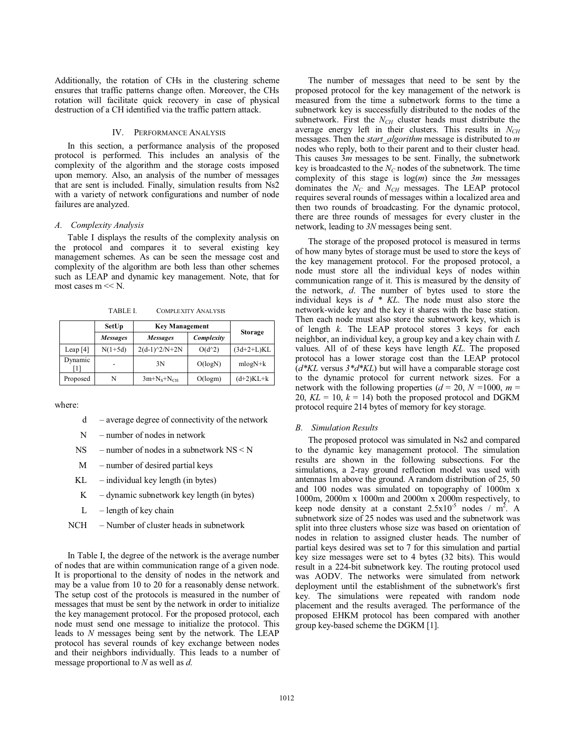Additionally, the rotation of CHs in the clustering scheme ensures that traffic patterns change often. Moreover, the CHs rotation will facilitate quick recovery in case of physical destruction of a CH identified via the traffic pattern attack.

## IV. Performance Analysis

In this section, a performance analysis of the proposed protocol is performed. This includes an analysis of the complexity of the algorithm and the storage costs imposed upon memory. Also, an analysis of the number of messages that are sent is included. Finally, simulation results from Ns2 with a variety of network configurations and number of node failures are analyzed.

### *A. Complexity Analysis*

Table I displays the results of the complexity analysis on the protocol and compares it to several existing key management schemes. As can be seen the message cost and complexity of the algorithm are both less than other schemes such as LEAP and dynamic key management. Note, that for most cases m << N.

TABLE I. Complexity Analysis

| | SetUp | Key Management | | Storage |
|---|---|---|---|---|
| | *Messages* | *Messages* | *Complexity* | |
| Leap [4] | N(1+5d) | 2(d-1)^2/N+2N | O(d^2) | (3d+2+L)KL |
| Dynamic [1] | - | 3N | O(logN) | mlogN+k |
| Proposed | N | $3m+N_S+N_{CH}$ | O(logm) | (d+2)KL+k |

where:

- d – average degree of connectivity of the network
- N – number of nodes in network
- NS – number of nodes in a subnetwork NS < N
- M – number of desired partial keys
- KL – individual key length (in bytes)
- K – dynamic subnetwork key length (in bytes)
- L – length of key chain
- NCH – Number of cluster heads in subnetwork

In Table I, the degree of the network is the average number of nodes that are within communication range of a given node. It is proportional to the density of nodes in the network and may be a value from 10 to 20 for a reasonably dense network. The setup cost of the protocols is measured in the number of messages that must be sent by the network in order to initialize the key management protocol. For the proposed protocol, each node must send one message to initialize the protocol. This leads to *N* messages being sent by the network. The LEAP protocol has several rounds of key exchange between nodes and their neighbors individually. This leads to a number of message proportional to *N* as well as *d*.

The number of messages that need to be sent by the proposed protocol for the key management of the network is measured from the time a subnetwork forms to the time a subnetwork key is successfully distributed to the nodes of the subnetwork. First the $N_{CH}$ cluster heads must distribute the average energy left in their clusters. This results in $N_{CH}$ messages. Then the *start_algorithm* message is distributed to *m* nodes who reply, both to their parent and to their cluster head. This causes 3*m* messages to be sent. Finally, the subnetwork key is broadcasted to the $N_C$ nodes of the subnetwork. The time complexity of this stage is log(*m*) since the 3*m* messages dominates the $N_C$ and $N_{CH}$ messages. The LEAP protocol requires several rounds of messages within a localized area and then two rounds of broadcasting. For the dynamic protocol, there are three rounds of messages for every cluster in the network, leading to *3N* messages being sent.

The storage of the proposed protocol is measured in terms of how many bytes of storage must be used to store the keys of the key management protocol. For the proposed protocol, a node must store all the individual keys of nodes within communication range of it. This is measured by the density of the network, *d*. The number of bytes used to store the individual keys is *d* \* *KL*. The node must also store the network-wide key and the key it shares with the base station. Then each node must also store the subnetwork key, which is of length *k*. The LEAP protocol stores 3 keys for each neighbor, an individual key, a group key and a key chain with *L* values. All of of these keys have length *KL*. The proposed protocol has a lower storage cost than the LEAP protocol (*d\*KL* versus *3\*d\*KL*) but will have a comparable storage cost to the dynamic protocol for current network sizes. For a network with the following properties (*d* = 20, *N* =1000, *m* = 20, *KL* = 10, *k* = 14) both the proposed protocol and DGKM protocol require 214 bytes of memory for key storage.

### *B. Simulation Results*

The proposed protocol was simulated in Ns2 and compared to the dynamic key management protocol. The simulation results are shown in the following subsections. For the simulations, a 2-ray ground reflection model was used with antennas 1m above the ground. A random distribution of 25, 50 and 100 nodes was simulated on topography of 1000m x 1000m, 2000m x 1000m and 2000m x 2000m respectively, to keep node density at a constant $2.5\text{x}10^{-5}$ nodes / $m^2$. A subnetwork size of 25 nodes was used and the subnetwork was split into three clusters whose size was based on orientation of nodes in relation to assigned cluster heads. The number of partial keys desired was set to 7 for this simulation and partial key size messages were set to 4 bytes (32 bits). This would result in a 224-bit subnetwork key. The routing protocol used was AODV. The networks were simulated from network deployment until the establishment of the subnetwork's first key. The simulations were repeated with random node placement and the results averaged. The performance of the proposed EHKM protocol has been compared with another group key-based scheme the DGKM [1].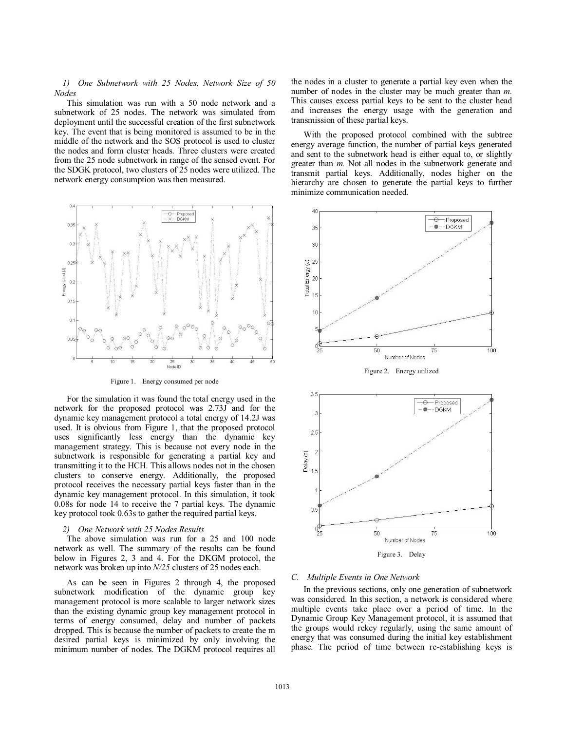*1) One Subnetwork with 25 Nodes, Network Size of 50 Nodes*

This simulation was run with a 50 node network and a subnetwork of 25 nodes. The network was simulated from deployment until the successful creation of the first subnetwork key. The event that is being monitored is assumed to be in the middle of the network and the SOS protocol is used to cluster the nodes and form cluster heads. Three clusters were created from the 25 node subnetwork in range of the sensed event. For the SDGK protocol, two clusters of 25 nodes were utilized. The network energy consumption was then measured.

Figure 1. Energy consumed per node

For the simulation it was found the total energy used in the network for the proposed protocol was 2.73J and for the dynamic key management protocol a total energy of 14.2J was used. It is obvious from Figure 1, that the proposed protocol uses significantly less energy than the dynamic key management strategy. This is because not every node in the subnetwork is responsible for generating a partial key and transmitting it to the HCH. This allows nodes not in the chosen clusters to conserve energy. Additionally, the proposed protocol receives the necessary partial keys faster than in the dynamic key management protocol. In this simulation, it took 0.08s for node 14 to receive the 7 partial keys. The dynamic key protocol took 0.63s to gather the required partial keys.

*2) One Network with 25 Nodes Results*

The above simulation was run for a 25 and 100 node network as well. The summary of the results can be found below in Figures 2, 3 and 4. For the DKGM protocol, the network was broken up into *N/25* clusters of 25 nodes each.

As can be seen in Figures 2 through 4, the proposed subnetwork modification of the dynamic group key management protocol is more scalable to larger network sizes than the existing dynamic group key management protocol in terms of energy consumed, delay and number of packets dropped. This is because the number of packets to create the m desired partial keys is minimized by only involving the minimum number of nodes. The DGKM protocol requires all the nodes in a cluster to generate a partial key even when the number of nodes in the cluster may be much greater than *m*. This causes excess partial keys to be sent to the cluster head and increases the energy usage with the generation and transmission of these partial keys.

With the proposed protocol combined with the subtree energy average function, the number of partial keys generated and sent to the subnetwork head is either equal to, or slightly greater than *m.* Not all nodes in the subnetwork generate and transmit partial keys. Additionally, nodes higher on the hierarchy are chosen to generate the partial keys to further minimize communication needed.

Figure 2. Energy utilized

Figure 3. Delay

### C. Multiple Events in One Network

In the previous sections, only one generation of subnetwork was considered. In this section, a network is considered where multiple events take place over a period of time. In the Dynamic Group Key Management protocol, it is assumed that the groups would rekey regularly, using the same amount of energy that was consumed during the initial key establishment phase. The period of time between re-establishing keys is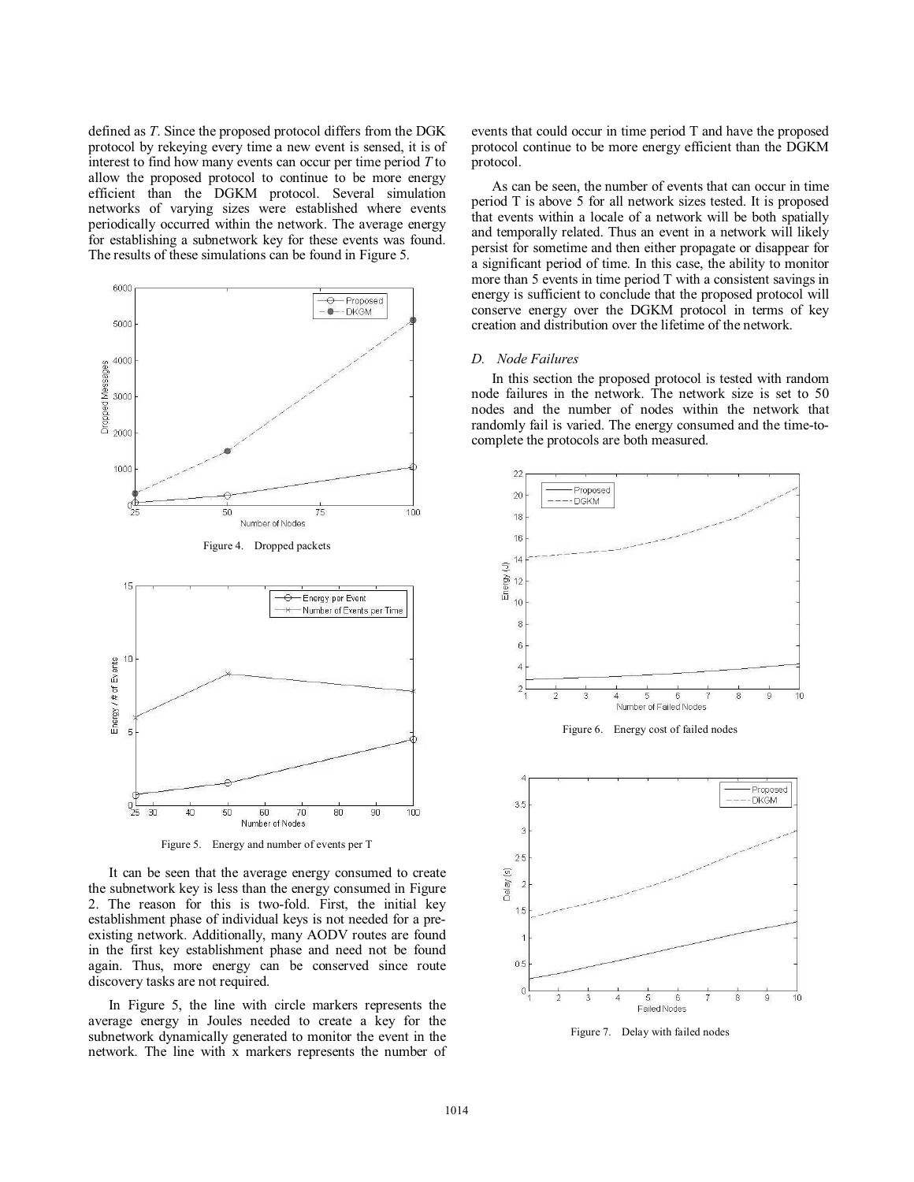defined as *T*. Since the proposed protocol differs from the DGK protocol by rekeying every time a new event is sensed, it is of interest to find how many events can occur per time period *T* to allow the proposed protocol to continue to be more energy efficient than the DGKM protocol. Several simulation networks of varying sizes were established where events periodically occurred within the network. The average energy for establishing a subnetwork key for these events was found. The results of these simulations can be found in Figure 5.

Figure 4. Dropped packets

Figure 5. Energy and number of events per T

It can be seen that the average energy consumed to create the subnetwork key is less than the energy consumed in Figure 2. The reason for this is two-fold. First, the initial key establishment phase of individual keys is not needed for a pre-existing network. Additionally, many AODV routes are found in the first key establishment phase and need not be found again. Thus, more energy can be conserved since route discovery tasks are not required.

In Figure 5, the line with circle markers represents the average energy in Joules needed to create a key for the subnetwork dynamically generated to monitor the event in the network. The line with x markers represents the number of events that could occur in time period T and have the proposed protocol continue to be more energy efficient than the DGKM protocol.

As can be seen, the number of events that can occur in time period T is above 5 for all network sizes tested. It is proposed that events within a locale of a network will be both spatially and temporally related. Thus an event in a network will likely persist for sometime and then either propagate or disappear for a significant period of time. In this case, the ability to monitor more than 5 events in time period T with a consistent savings in energy is sufficient to conclude that the proposed protocol will conserve energy over the DGKM protocol in terms of key creation and distribution over the lifetime of the network.

### *D. Node Failures*

In this section the proposed protocol is tested with random node failures in the network. The network size is set to 50 nodes and the number of nodes within the network that randomly fail is varied. The energy consumed and the time-to-complete the protocols are both measured.

Figure 6. Energy cost of failed nodes

Figure 7. Delay with failed nodes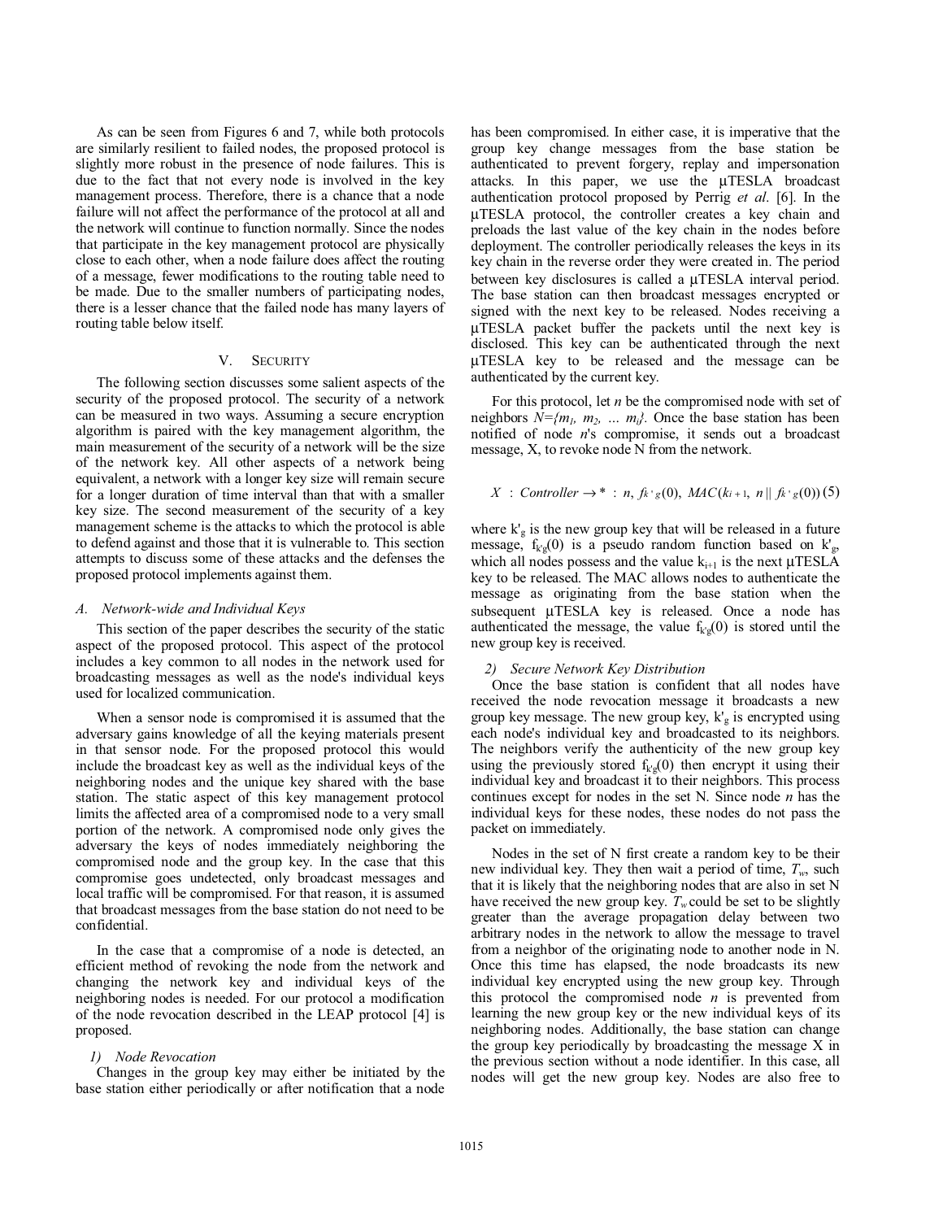As can be seen from Figures 6 and 7, while both protocols are similarly resilient to failed nodes, the proposed protocol is slightly more robust in the presence of node failures. This is due to the fact that not every node is involved in the key management process. Therefore, there is a chance that a node failure will not affect the performance of the protocol at all and the network will continue to function normally. Since the nodes that participate in the key management protocol are physically close to each other, when a node failure does affect the routing of a message, fewer modifications to the routing table need to be made. Due to the smaller numbers of participating nodes, there is a lesser chance that the failed node has many layers of routing table below itself.

## V. Security

The following section discusses some salient aspects of the security of the proposed protocol. The security of a network can be measured in two ways. Assuming a secure encryption algorithm is paired with the key management algorithm, the main measurement of the security of a network will be the size of the network key. All other aspects of a network being equivalent, a network with a longer key size will remain secure for a longer duration of time interval than that with a smaller key size. The second measurement of the security of a key management scheme is the attacks to which the protocol is able to defend against and those that it is vulnerable to. This section attempts to discuss some of these attacks and the defenses the proposed protocol implements against them.

### *A. Network-wide and Individual Keys*

This section of the paper describes the security of the static aspect of the proposed protocol. This aspect of the protocol includes a key common to all nodes in the network used for broadcasting messages as well as the node's individual keys used for localized communication.

When a sensor node is compromised it is assumed that the adversary gains knowledge of all the keying materials present in that sensor node. For the proposed protocol this would include the broadcast key as well as the individual keys of the neighboring nodes and the unique key shared with the base station. The static aspect of this key management protocol limits the affected area of a compromised node to a very small portion of the network. A compromised node only gives the adversary the keys of nodes immediately neighboring the compromised node and the group key. In the case that this compromise goes undetected, only broadcast messages and local traffic will be compromised. For that reason, it is assumed that broadcast messages from the base station do not need to be confidential.

In the case that a compromise of a node is detected, an efficient method of revoking the node from the network and changing the network key and individual keys of the neighboring nodes is needed. For our protocol a modification of the node revocation described in the LEAP protocol [4] is proposed.

#### *1) Node Revocation*

Changes in the group key may either be initiated by the base station either periodically or after notification that a node has been compromised. In either case, it is imperative that the group key change messages from the base station be authenticated to prevent forgery, replay and impersonation attacks. In this paper, we use the μTESLA broadcast authentication protocol proposed by Perrig *et al*. [6]. In the μTESLA protocol, the controller creates a key chain and preloads the last value of the key chain in the nodes before deployment. The controller periodically releases the keys in its key chain in the reverse order they were created in. The period between key disclosures is called a μTESLA interval period. The base station can then broadcast messages encrypted or signed with the next key to be released. Nodes receiving a μTESLA packet buffer the packets until the next key is disclosed. This key can be authenticated through the next μTESLA key to be released and the message can be authenticated by the current key.

For this protocol, let $n$ be the compromised node with set of neighbors $N=\{m_1, m_2, \ldots m_i\}$. Once the base station has been notified of node $n$'s compromise, it sends out a broadcast message, X, to revoke node N from the network.

$$X \ : \ Controller \rightarrow * \ : \ n, \ f_{k'g}(0), \ MAC(k_{i+1}, \ n \,||\, f_{k'g}(0)) \quad (5)$$

where $k'_g$ is the new group key that will be released in a future message, $f_{k'g}(0)$ is a pseudo random function based on $k'_g$, which all nodes possess and the value $k_{i+1}$ is the next μTESLA key to be released. The MAC allows nodes to authenticate the message as originating from the base station when the subsequent μTESLA key is released. Once a node has authenticated the message, the value $f_{k'g}(0)$ is stored until the new group key is received.

#### *2) Secure Network Key Distribution*

Once the base station is confident that all nodes have received the node revocation message it broadcasts a new group key message. The new group key, $k'_g$ is encrypted using each node's individual key and broadcasted to its neighbors. The neighbors verify the authenticity of the new group key using the previously stored $f_{k'g}(0)$ then encrypt it using their individual key and broadcast it to their neighbors. This process continues except for nodes in the set N. Since node $n$ has the individual keys for these nodes, these nodes do not pass the packet on immediately.

Nodes in the set of N first create a random key to be their new individual key. They then wait a period of time, $T_w$, such that it is likely that the neighboring nodes that are also in set N have received the new group key. $T_w$ could be set to be slightly greater than the average propagation delay between two arbitrary nodes in the network to allow the message to travel from a neighbor of the originating node to another node in N. Once this time has elapsed, the node broadcasts its new individual key encrypted using the new group key. Through this protocol the compromised node $n$ is prevented from learning the new group key or the new individual keys of its neighboring nodes. Additionally, the base station can change the group key periodically by broadcasting the message X in the previous section without a node identifier. In this case, all nodes will get the new group key. Nodes are also free to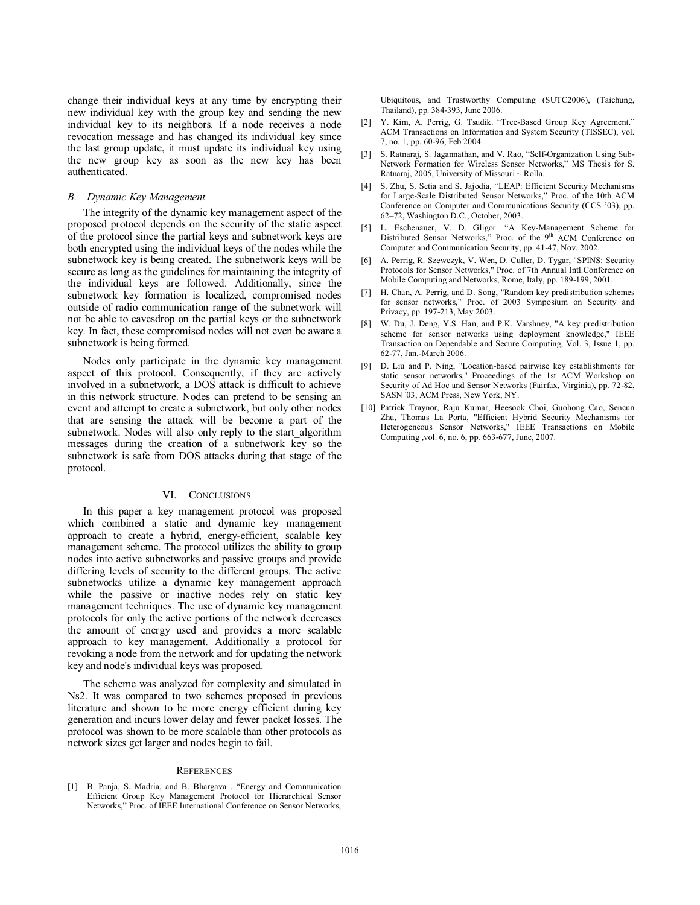change their individual keys at any time by encrypting their new individual key with the group key and sending the new individual key to its neighbors. If a node receives a node revocation message and has changed its individual key since the last group update, it must update its individual key using the new group key as soon as the new key has been authenticated.

### *B. Dynamic Key Management*

The integrity of the dynamic key management aspect of the proposed protocol depends on the security of the static aspect of the protocol since the partial keys and subnetwork keys are both encrypted using the individual keys of the nodes while the subnetwork key is being created. The subnetwork keys will be secure as long as the guidelines for maintaining the integrity of the individual keys are followed. Additionally, since the subnetwork key formation is localized, compromised nodes outside of radio communication range of the subnetwork will not be able to eavesdrop on the partial keys or the subnetwork key. In fact, these compromised nodes will not even be aware a subnetwork is being formed.

Nodes only participate in the dynamic key management aspect of this protocol. Consequently, if they are actively involved in a subnetwork, a DOS attack is difficult to achieve in this network structure. Nodes can pretend to be sensing an event and attempt to create a subnetwork, but only other nodes that are sensing the attack will be become a part of the subnetwork. Nodes will also only reply to the start_algorithm messages during the creation of a subnetwork key so the subnetwork is safe from DOS attacks during that stage of the protocol.

## VI. Conclusions

In this paper a key management protocol was proposed which combined a static and dynamic key management approach to create a hybrid, energy-efficient, scalable key management scheme. The protocol utilizes the ability to group nodes into active subnetworks and passive groups and provide differing levels of security to the different groups. The active subnetworks utilize a dynamic key management approach while the passive or inactive nodes rely on static key management techniques. The use of dynamic key management protocols for only the active portions of the network decreases the amount of energy used and provides a more scalable approach to key management. Additionally a protocol for revoking a node from the network and for updating the network key and node's individual keys was proposed.

The scheme was analyzed for complexity and simulated in Ns2. It was compared to two schemes proposed in previous literature and shown to be more energy efficient during key generation and incurs lower delay and fewer packet losses. The protocol was shown to be more scalable than other protocols as network sizes get larger and nodes begin to fail.

## References

[1] B. Panja, S. Madria, and B. Bhargava . "Energy and Communication Efficient Group Key Management Protocol for Hierarchical Sensor Networks," Proc. of IEEE International Conference on Sensor Networks, Ubiquitous, and Trustworthy Computing (SUTC2006), (Taichung, Thailand), pp. 384-393, June 2006.

[2] Y. Kim, A. Perrig, G. Tsudik. "Tree-Based Group Key Agreement." ACM Transactions on Information and System Security (TISSEC), vol. 7, no. 1, pp. 60-96, Feb 2004.

[3] S. Ratnaraj, S. Jagannathan, and V. Rao, "Self-Organization Using Sub-Network Formation for Wireless Sensor Networks," MS Thesis for S. Ratnaraj, 2005, University of Missouri ~ Rolla.

[4] S. Zhu, S. Setia and S. Jajodia, "LEAP: Efficient Security Mechanisms for Large-Scale Distributed Sensor Networks," Proc. of the 10th ACM Conference on Computer and Communications Security (CCS '03), pp. 62–72, Washington D.C., October, 2003.

[5] L. Eschenauer, V. D. Gligor. "A Key-Management Scheme for Distributed Sensor Networks," Proc. of the 9th ACM Conference on Computer and Communication Security, pp. 41-47, Nov. 2002.

[6] A. Perrig, R. Szewczyk, V. Wen, D. Culler, D. Tygar, "SPINS: Security Protocols for Sensor Networks," Proc. of 7th Annual Intl.Conference on Mobile Computing and Networks, Rome, Italy, pp. 189-199, 2001.

[7] H. Chan, A. Perrig, and D. Song, "Random key predistribution schemes for sensor networks," Proc. of 2003 Symposium on Security and Privacy, pp. 197-213, May 2003.

[8] W. Du, J. Deng, Y.S. Han, and P.K. Varshney, "A key predistribution scheme for sensor networks using deployment knowledge," IEEE Transaction on Dependable and Secure Computing, Vol. 3, Issue 1, pp. 62-77, Jan.-March 2006.

[9] D. Liu and P. Ning, "Location-based pairwise key establishments for static sensor networks," Proceedings of the 1st ACM Workshop on Security of Ad Hoc and Sensor Networks (Fairfax, Virginia), pp. 72-82, SASN '03, ACM Press, New York, NY.

[10] Patrick Traynor, Raju Kumar, Heesook Choi, Guohong Cao, Sencun Zhu, Thomas La Porta, "Efficient Hybrid Security Mechanisms for Heterogeneous Sensor Networks," IEEE Transactions on Mobile Computing ,vol. 6, no. 6, pp. 663-677, June, 2007.